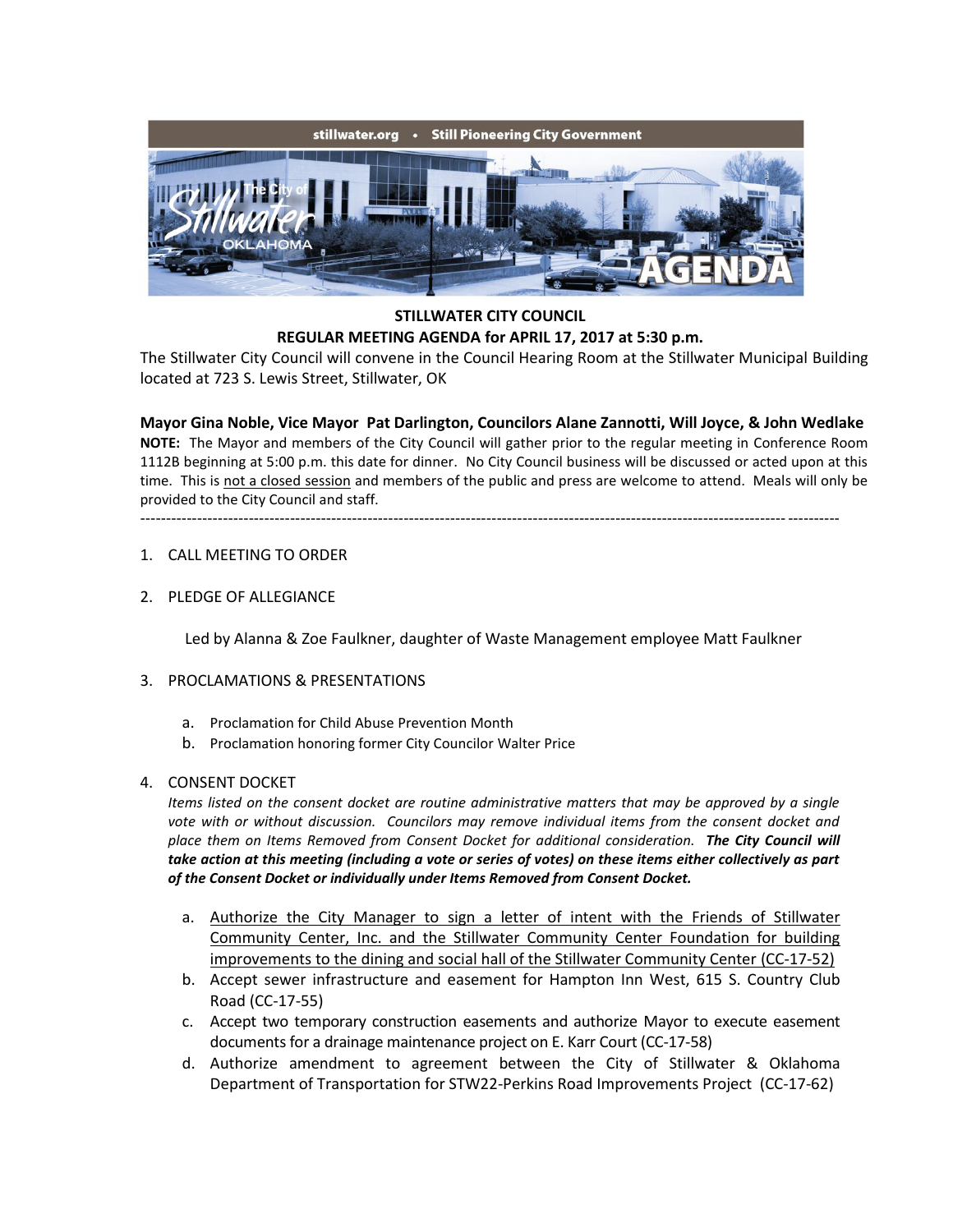stillwater.org • Still Pioneering City Government

**STILLWATER CITY COUNCIL**
**REGULAR MEETING AGENDA for APRIL 17, 2017 at 5:30 p.m.**

The Stillwater City Council will convene in the Council Hearing Room at the Stillwater Municipal Building located at 723 S. Lewis Street, Stillwater, OK

**Mayor Gina Noble, Vice Mayor Pat Darlington, Councilors Alane Zannotti, Will Joyce, & John Wedlake**

**NOTE:** The Mayor and members of the City Council will gather prior to the regular meeting in Conference Room 1112B beginning at 5:00 p.m. this date for dinner. No City Council business will be discussed or acted upon at this time. This is <u>not a closed session</u> and members of the public and press are welcome to attend. Meals will only be provided to the City Council and staff.

---

1. CALL MEETING TO ORDER

2. PLEDGE OF ALLEGIANCE

   Led by Alanna & Zoe Faulkner, daughter of Waste Management employee Matt Faulkner

3. PROCLAMATIONS & PRESENTATIONS

   a. Proclamation for Child Abuse Prevention Month
   b. Proclamation honoring former City Councilor Walter Price

4. CONSENT DOCKET

   *Items listed on the consent docket are routine administrative matters that may be approved by a single vote with or without discussion. Councilors may remove individual items from the consent docket and place them on Items Removed from Consent Docket for additional consideration.* ***The City Council will take action at this meeting (including a vote or series of votes) on these items either collectively as part of the Consent Docket or individually under Items Removed from Consent Docket.***

   a. <u>Authorize the City Manager to sign a letter of intent with the Friends of Stillwater Community Center, Inc. and the Stillwater Community Center Foundation for building improvements to the dining and social hall of the Stillwater Community Center (CC-17-52)</u>
   b. Accept sewer infrastructure and easement for Hampton Inn West, 615 S. Country Club Road (CC-17-55)
   c. Accept two temporary construction easements and authorize Mayor to execute easement documents for a drainage maintenance project on E. Karr Court (CC-17-58)
   d. Authorize amendment to agreement between the City of Stillwater & Oklahoma Department of Transportation for STW22-Perkins Road Improvements Project (CC-17-62)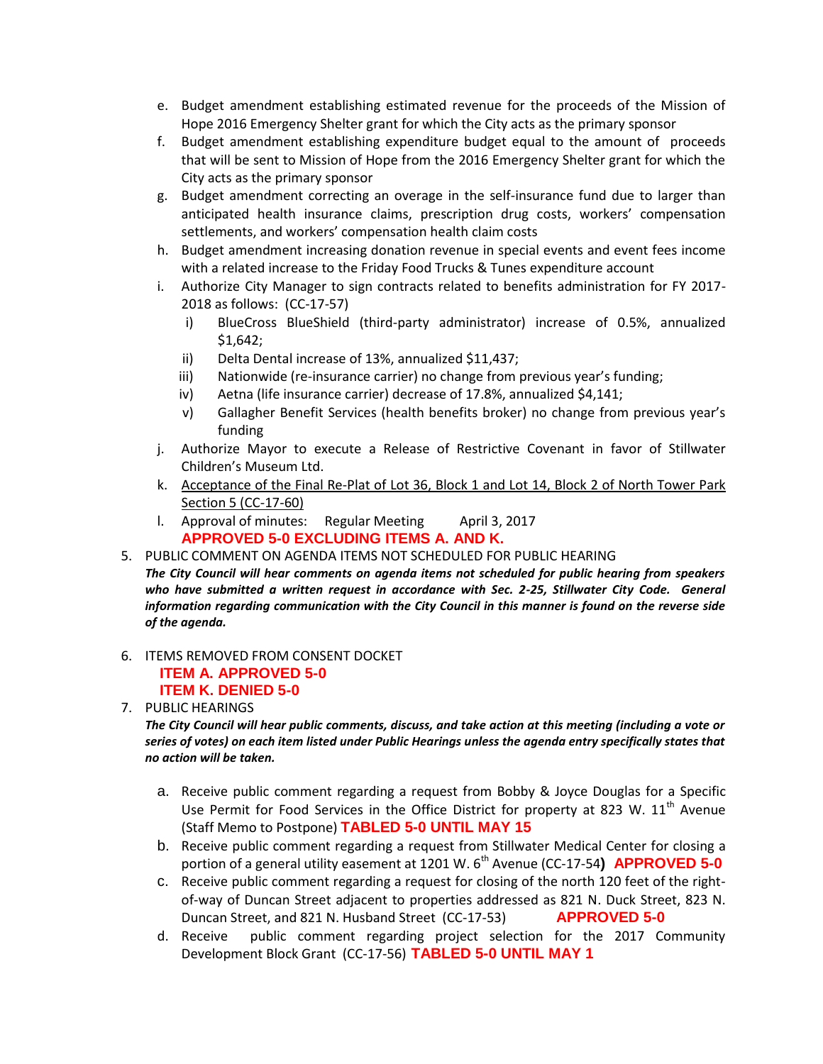e. Budget amendment establishing estimated revenue for the proceeds of the Mission of Hope 2016 Emergency Shelter grant for which the City acts as the primary sponsor
f. Budget amendment establishing expenditure budget equal to the amount of proceeds that will be sent to Mission of Hope from the 2016 Emergency Shelter grant for which the City acts as the primary sponsor
g. Budget amendment correcting an overage in the self-insurance fund due to larger than anticipated health insurance claims, prescription drug costs, workers' compensation settlements, and workers' compensation health claim costs
h. Budget amendment increasing donation revenue in special events and event fees income with a related increase to the Friday Food Trucks & Tunes expenditure account
i. Authorize City Manager to sign contracts related to benefits administration for FY 2017-2018 as follows: (CC-17-57)
   i) BlueCross BlueShield (third-party administrator) increase of 0.5%, annualized $1,642;
   ii) Delta Dental increase of 13%, annualized $11,437;
   iii) Nationwide (re-insurance carrier) no change from previous year's funding;
   iv) Aetna (life insurance carrier) decrease of 17.8%, annualized $4,141;
   v) Gallagher Benefit Services (health benefits broker) no change from previous year's funding
j. Authorize Mayor to execute a Release of Restrictive Covenant in favor of Stillwater Children's Museum Ltd.
k. <u>Acceptance of the Final Re-Plat of Lot 36, Block 1 and Lot 14, Block 2 of North Tower Park Section 5 (CC-17-60)</u>
l. Approval of minutes: Regular Meeting April 3, 2017

**APPROVED 5-0 EXCLUDING ITEMS A. AND K.**

5. PUBLIC COMMENT ON AGENDA ITEMS NOT SCHEDULED FOR PUBLIC HEARING

***The City Council will hear comments on agenda items not scheduled for public hearing from speakers who have submitted a written request in accordance with Sec. 2-25, Stillwater City Code. General information regarding communication with the City Council in this manner is found on the reverse side of the agenda.***

6. ITEMS REMOVED FROM CONSENT DOCKET

   **ITEM A. APPROVED 5-0**
   **ITEM K. DENIED 5-0**

7. PUBLIC HEARINGS

***The City Council will hear public comments, discuss, and take action at this meeting (including a vote or series of votes) on each item listed under Public Hearings unless the agenda entry specifically states that no action will be taken.***

a. Receive public comment regarding a request from Bobby & Joyce Douglas for a Specific Use Permit for Food Services in the Office District for property at 823 W. 11th Avenue (Staff Memo to Postpone) **TABLED 5-0 UNTIL MAY 15**
b. Receive public comment regarding a request from Stillwater Medical Center for closing a portion of a general utility easement at 1201 W. 6th Avenue (CC-17-54**)** **APPROVED 5-0**
c. Receive public comment regarding a request for closing of the north 120 feet of the right-of-way of Duncan Street adjacent to properties addressed as 821 N. Duck Street, 823 N. Duncan Street, and 821 N. Husband Street (CC-17-53) **APPROVED 5-0**
d. Receive public comment regarding project selection for the 2017 Community Development Block Grant (CC-17-56) **TABLED 5-0 UNTIL MAY 1**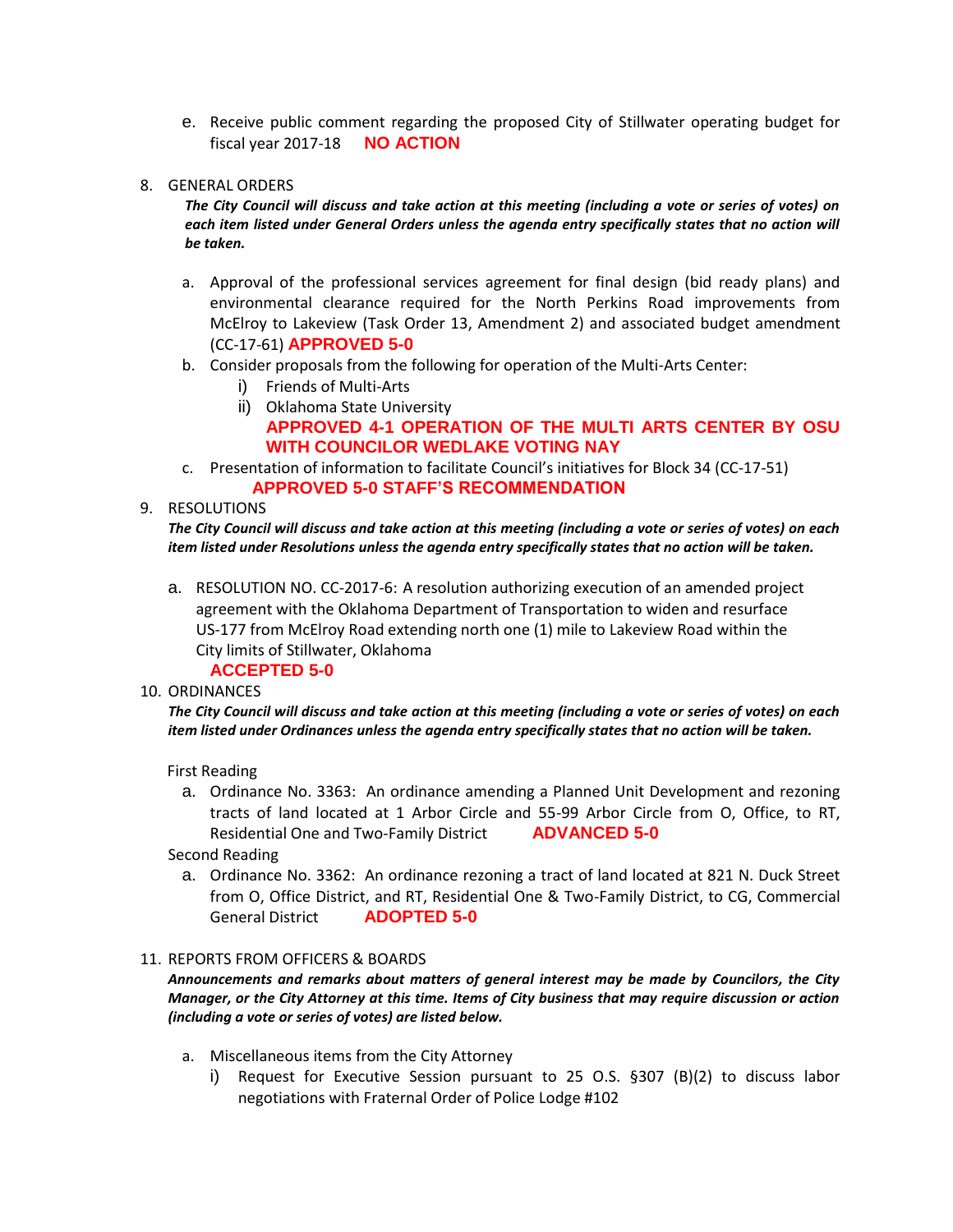e. Receive public comment regarding the proposed City of Stillwater operating budget for fiscal year 2017-18 **NO ACTION**

8. GENERAL ORDERS

   ***The City Council will discuss and take action at this meeting (including a vote or series of votes) on each item listed under General Orders unless the agenda entry specifically states that no action will be taken.***

   a. Approval of the professional services agreement for final design (bid ready plans) and environmental clearance required for the North Perkins Road improvements from McElroy to Lakeview (Task Order 13, Amendment 2) and associated budget amendment (CC-17-61) **APPROVED 5-0**
   b. Consider proposals from the following for operation of the Multi-Arts Center:
      i) Friends of Multi-Arts
      ii) Oklahoma State University
      **APPROVED 4-1 OPERATION OF THE MULTI ARTS CENTER BY OSU WITH COUNCILOR WEDLAKE VOTING NAY**
   c. Presentation of information to facilitate Council's initiatives for Block 34 (CC-17-51)
      **APPROVED 5-0 STAFF'S RECOMMENDATION**

9. RESOLUTIONS

   ***The City Council will discuss and take action at this meeting (including a vote or series of votes) on each item listed under Resolutions unless the agenda entry specifically states that no action will be taken.***

   a. RESOLUTION NO. CC-2017-6: A resolution authorizing execution of an amended project agreement with the Oklahoma Department of Transportation to widen and resurface US-177 from McElroy Road extending north one (1) mile to Lakeview Road within the City limits of Stillwater, Oklahoma
      **ACCEPTED 5-0**

10. ORDINANCES

    ***The City Council will discuss and take action at this meeting (including a vote or series of votes) on each item listed under Ordinances unless the agenda entry specifically states that no action will be taken.***

    First Reading

    a. Ordinance No. 3363: An ordinance amending a Planned Unit Development and rezoning tracts of land located at 1 Arbor Circle and 55-99 Arbor Circle from O, Office, to RT, Residential One and Two-Family District **ADVANCED 5-0**

    Second Reading

    a. Ordinance No. 3362: An ordinance rezoning a tract of land located at 821 N. Duck Street from O, Office District, and RT, Residential One & Two-Family District, to CG, Commercial General District **ADOPTED 5-0**

11. REPORTS FROM OFFICERS & BOARDS

    ***Announcements and remarks about matters of general interest may be made by Councilors, the City Manager, or the City Attorney at this time. Items of City business that may require discussion or action (including a vote or series of votes) are listed below.***

    a. Miscellaneous items from the City Attorney
       i) Request for Executive Session pursuant to 25 O.S. §307 (B)(2) to discuss labor negotiations with Fraternal Order of Police Lodge #102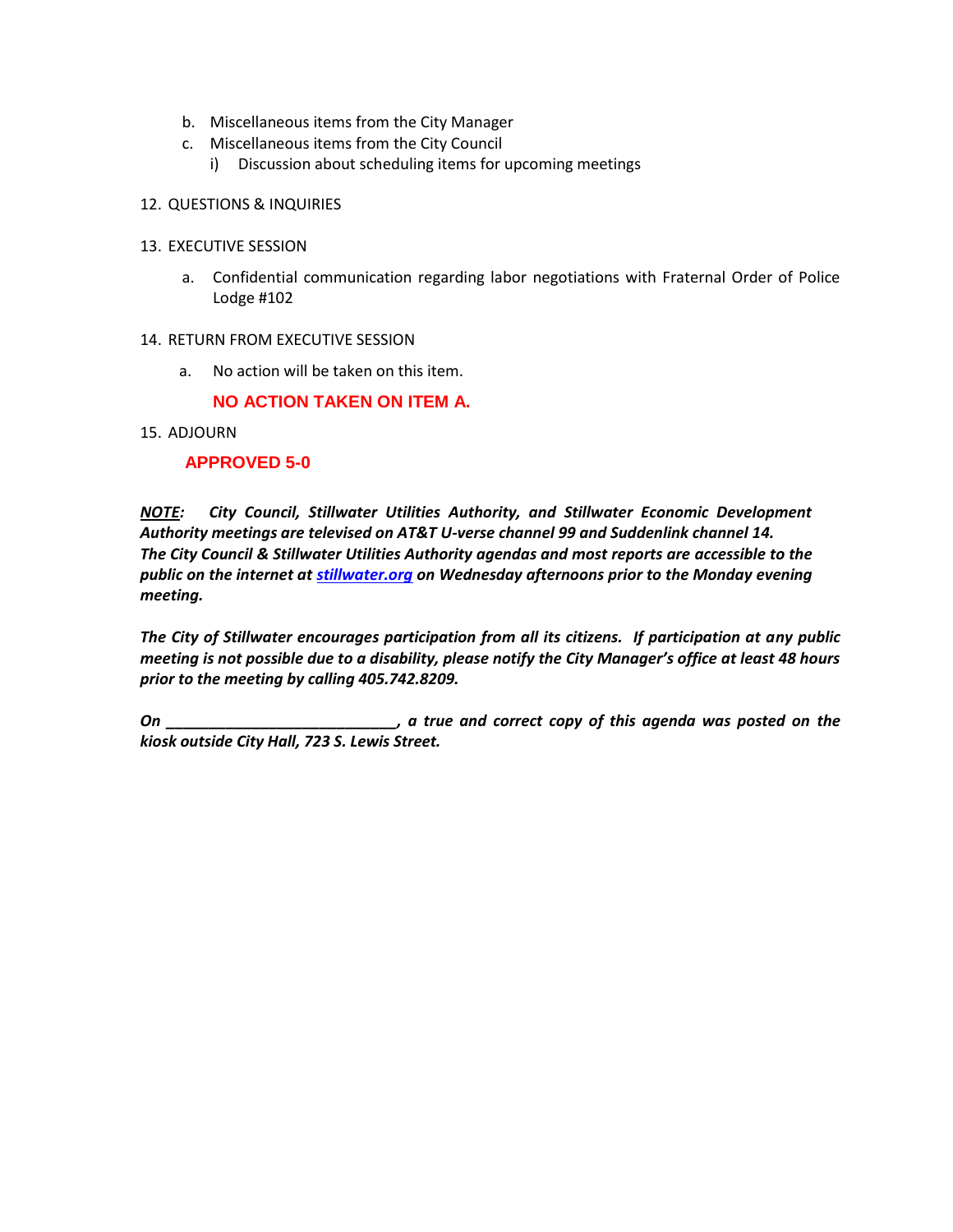b. Miscellaneous items from the City Manager
c. Miscellaneous items from the City Council
   i) Discussion about scheduling items for upcoming meetings

12. QUESTIONS & INQUIRIES

13. EXECUTIVE SESSION

    a. Confidential communication regarding labor negotiations with Fraternal Order of Police Lodge #102

14. RETURN FROM EXECUTIVE SESSION

    a. No action will be taken on this item.

    **NO ACTION TAKEN ON ITEM A.**

15. ADJOURN

    **APPROVED 5-0**

***NOTE:*** ***City Council, Stillwater Utilities Authority, and Stillwater Economic Development Authority meetings are televised on AT&T U-verse channel 99 and Suddenlink channel 14.***
***The City Council & Stillwater Utilities Authority agendas and most reports are accessible to the public on the internet at [stillwater.org](stillwater.org) on Wednesday afternoons prior to the Monday evening meeting.***

***The City of Stillwater encourages participation from all its citizens. If participation at any public meeting is not possible due to a disability, please notify the City Manager's office at least 48 hours prior to the meeting by calling 405.742.8209.***

***On \_\_\_\_\_\_\_\_\_\_\_\_\_\_\_\_\_\_\_\_\_\_\_\_\_\_\_\_, a true and correct copy of this agenda was posted on the kiosk outside City Hall, 723 S. Lewis Street.***